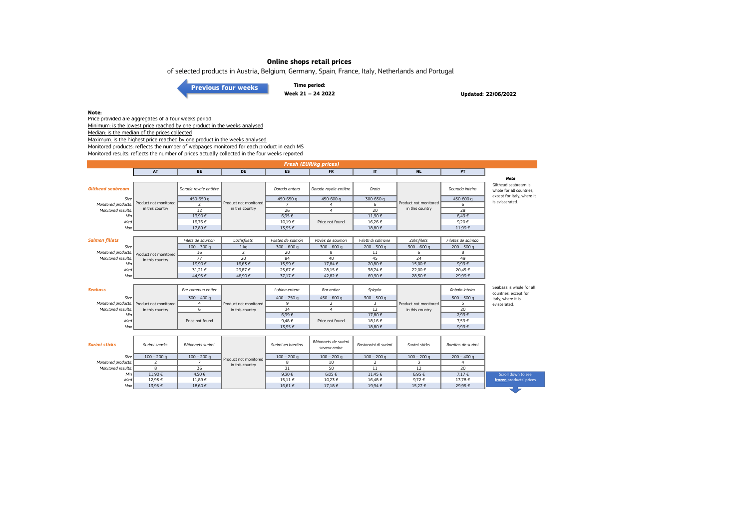# Online shops retail prices

of selected products in Austria, Belgium, Germany, Spain, France, Italy, Netherlands and Portugal

Previous four weeks

**Time period:**
**Week 21 – 24 2022**

**Updated: 22/06/2022**

**Note:**

Price provided are aggregates of a four weeks period

Minimum: is the lowest price reached by one product in the weeks analysed

Median: is the median of the prices collected

Maximum: is the highest price reached by one product in the weeks analysed

Monitored products: reflects the number of webpages monitored for each product in each MS

Monitored results: reflects the number of prices actually collected in the four weeks reported

## Fresh (EUR/kg prices)

| | AT | BE | DE | ES | FR | IT | NL | PT |
|---|---|---|---|---|---|---|---|---|
| ***Gilthead seabream*** | Product not monitored in this country | *Dorade royale entière* | Product not monitored in this country | *Dorada entera* | *Dorade royale entière* | *Orata* | Product not monitored in this country | *Dourada inteira* |
| *Size* | | 450-650 g | | 450-650 g | 450-600 g | 300-650 g | | 450-600 g |
| *Monitored products:* | | 2 | | 7 | 4 | 6 | | 6 |
| *Monitored results:* | | 12 | | 26 | 4 | 20 | | 28 |
| *Min* | | 13,90 € | | 6,95 € | Price not found | 11,90 € | | 6,49 € |
| *Med* | | 16,76 € | | 10,19 € | | 16,26 € | | 9,20 € |
| *Max* | | 17,89 € | | 13,95 € | | 18,80 € | | 11,99 € |
| ***Salmon fillets*** | Product not monitored in this country | *Filets de saumon* | *Lachsfilets* | *Filetes de salmón* | *Pavès de saumon* | *Filetti di salmone* | *Zalmfilets* | *Filetes de salmão* |
| *Size* | | 100 – 300 g | 1 kg | 300 – 600 g | 300 – 600 g | 200 – 300 g | 300 – 600 g | 200 – 500 g |
| *Monitored products:* | | 16 | 2 | 20 | 8 | 11 | 6 | 8 |
| *Monitored results:* | | 77 | 20 | 84 | 40 | 45 | 24 | 49 |
| *Min* | | 19,90 € | 16,63 € | 15,99 € | 17,84 € | 20,80 € | 15,00 € | 9,99 € |
| *Med* | | 31,21 € | 29,87 € | 25,67 € | 28,15 € | 38,74 € | 22,00 € | 20,45 € |
| *Max* | | 44,95 € | 46,90 € | 37,17 € | 42,82 € | 69,90 € | 28,30 € | 29,99 € |
| ***Seabass*** | Product not monitored in this country | *Bar commun entier* | Product not monitored in this country | *Lubina entera* | *Bar entier* | *Spigola* | Product not monitored in this country | *Robalo inteiro* |
| *Size* | | 300 – 400 g | | 400 – 750 g | 450 – 600 g | 300 – 500 g | | 300 – 500 g |
| *Monitored products:* | | 4 | | 9 | 2 | 3 | | 5 |
| *Monitored results:* | | 6 | | 34 | 4 | 12 | | 20 |
| *Min* | | Price not found | | 6,99 € | Price not found | 17,80 € | | 2,99 € |
| *Med* | | | | 9,48 € | | 18,16 € | | 7,59 € |
| *Max* | | | | 13,95 € | | 18,80 € | | 9,99 € |
| ***Surimi sticks*** | *Surimi snacks* | *Bâtonnets surimi* | Product not monitored in this country | *Surimi en barritas* | *Bâtonnets de surimi saveur crabe* | *Bastoncini di surimi* | *Surimi sticks* | *Barritas de surimi* |
| *Size* | 100 – 200 g | 100 – 200 g | | 100 – 200 g | 100 – 200 g | 100 – 200 g | 100 – 200 g | 200 – 400 g |
| *Monitored products:* | 2 | 7 | | 8 | 10 | 2 | 3 | 4 |
| *Monitored results:* | 8 | 36 | | 31 | 50 | 11 | 12 | 20 |
| *Min* | 11,90 € | 4,50 € | | 9,30 € | 6,05 € | 11,45 € | 6,95 € | 7,17 € |
| *Med* | 12,93 € | 11,89 € | | 15,11 € | 10,23 € | 16,48 € | 9,72 € | 13,78 € |
| *Max* | 13,95 € | 18,60 € | | 16,61 € | 17,18 € | 19,94 € | 15,27 € | 29,95 € |

***Note***

Gilthead seabream is whole for all countries, except for Italy, where it is eviscerated.

Seabass is whole for all countries, except for Italy, where it is eviscerated.

Scroll down to see frozen products' prices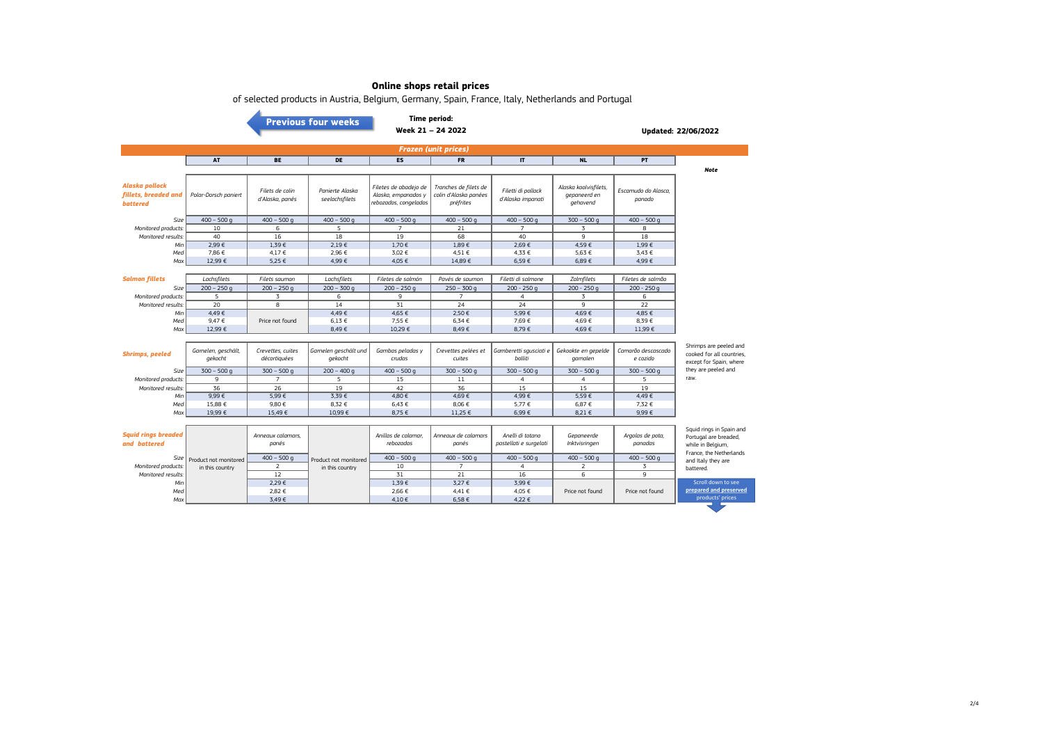# Online shops retail prices

of selected products in Austria, Belgium, Germany, Spain, France, Italy, Netherlands and Portugal

Previous four weeks

**Time period:**
**Week 21 – 24 2022**

**Updated: 22/06/2022**

## Frozen (unit prices)

| | AT | BE | DE | ES | FR | IT | NL | PT | Note |
|---|---|---|---|---|---|---|---|---|---|
| ***Alaska pollock fillets, breaded and battered*** | *Polar-Dorsch paniert* | *Filets de colin d'Alaska, panés* | *Panierte Alaska seelachsfilets* | *Filetes de abadejo de Alaska, empanados y rebozados, congelados* | *Tranches de filets de colin d'Alaska panées préfrites* | *Filetti di pollack d'Alaska impanati* | *Alaska koolvisfilets, gepaneerd en gehavend* | *Escamudo do Alasca, panado* | |
| *Size* | 400 – 500 g | 400 – 500 g | 400 – 500 g | 400 – 500 g | 400 – 500 g | 400 – 500 g | 300 – 500 g | 400 – 500 g | |
| *Monitored products:* | 10 | 6 | 5 | 7 | 21 | 7 | 3 | 8 | |
| *Monitored results:* | 40 | 16 | 18 | 19 | 68 | 40 | 9 | 18 | |
| *Min* | 2,99 € | 1,39 € | 2,19 € | 1,70 € | 1,89 € | 2,69 € | 4,59 € | 1,99 € | |
| *Med* | 7,86 € | 4,17 € | 2,96 € | 3,02 € | 4,51 € | 4,33 € | 5,63 € | 3,43 € | |
| *Max* | 12,99 € | 5,25 € | 4,99 € | 4,05 € | 14,89 € | 6,59 € | 6,89 € | 4,99 € | |
| ***Salmon fillets*** | *Lachsfilets* | *Filets saumon* | *Lachsfilets* | *Filetes de salmón* | *Pavés de saumon* | *Filetti di salmone* | *Zalmfilets* | *Filetes de salmão* | |
| *Size* | 200 – 250 g | 200 – 250 g | 200 – 300 g | 200 – 250 g | 250 – 300 g | 200 - 250 g | 200 - 250 g | 200 - 250 g | |
| *Monitored products:* | 5 | 3 | 6 | 9 | 7 | 4 | 3 | 6 | |
| *Monitored results:* | 20 | 8 | 14 | 31 | 24 | 24 | 9 | 22 | |
| *Min* | 4,49 € | Price not found | 4,49 € | 4,65 € | 2,50 € | 5,99 € | 4,69 € | 4,85 € | |
| *Med* | 9,47 € | | 6,13 € | 7,55 € | 6,34 € | 7,69 € | 4,69 € | 8,39 € | |
| *Max* | 12,99 € | | 8,49 € | 10,29 € | 8,49 € | 8,79 € | 4,69 € | 11,99 € | |
| ***Shrimps, peeled*** | *Garnelen, geschält, gekocht* | *Crevettes, cuites décortiquées* | *Garnelen geschält und gekocht* | *Gambas peladas y crudas* | *Crevettes pelées et cuites* | *Gamberetti sgusciati e bolliti* | *Gekookte en gepelde garnalen* | *Camarão descascado e cozido* | Shrimps are peeled and cooked for all countries, except for Spain, where they are peeled and raw. |
| *Size* | 300 – 500 g | 300 – 500 g | 200 – 400 g | 400 – 500 g | 300 – 500 g | 300 – 500 g | 300 – 500 g | 300 – 500 g | |
| *Monitored products:* | 9 | 7 | 5 | 15 | 11 | 4 | 4 | 5 | |
| *Monitored results:* | 36 | 26 | 19 | 42 | 36 | 15 | 15 | 19 | |
| *Min* | 9,99 € | 5,99 € | 3,39 € | 4,80 € | 4,69 € | 4,99 € | 5,59 € | 4,49 € | |
| *Med* | 15,88 € | 9,80 € | 8,32 € | 6,43 € | 8,06 € | 5,77 € | 6,87 € | 7,32 € | |
| *Max* | 19,99 € | 15,49 € | 10,99 € | 8,75 € | 11,25 € | 6,99 € | 8,21 € | 9,99 € | |
| ***Squid rings breaded and battered*** | | *Anneaux calamars, panés* | | *Anillas de calamar, rebozadas* | *Anneaux de calamars panés* | *Anelli di totano pastellati e surgelati* | *Gepaneerde Inktvisringen* | *Argolas de pota, panadas* | Squid rings in Spain and Portugal are breaded, while in Belgium, France, the Netherlands and Italy they are battered. |
| *Size* | Product not monitored in this country | 400 – 500 g | Product not monitored in this country | 400 – 500 g | 400 – 500 g | 400 – 500 g | 400 – 500 g | 400 – 500 g | |
| *Monitored products:* | | 2 | | 10 | 7 | 4 | 2 | 3 | |
| *Monitored results:* | | 12 | | 31 | 21 | 16 | 6 | 9 | |
| *Min* | | 2,29 € | | 1,39 € | 3,27 € | 3,99 € | Price not found | Price not found | |
| *Med* | | 2,82 € | | 2,66 € | 4,41 € | 4,05 € | | | |
| *Max* | | 3,49 € | | 4,10 € | 6,58 € | 4,22 € | | | |

Scroll down to see **prepared and preserved** products' prices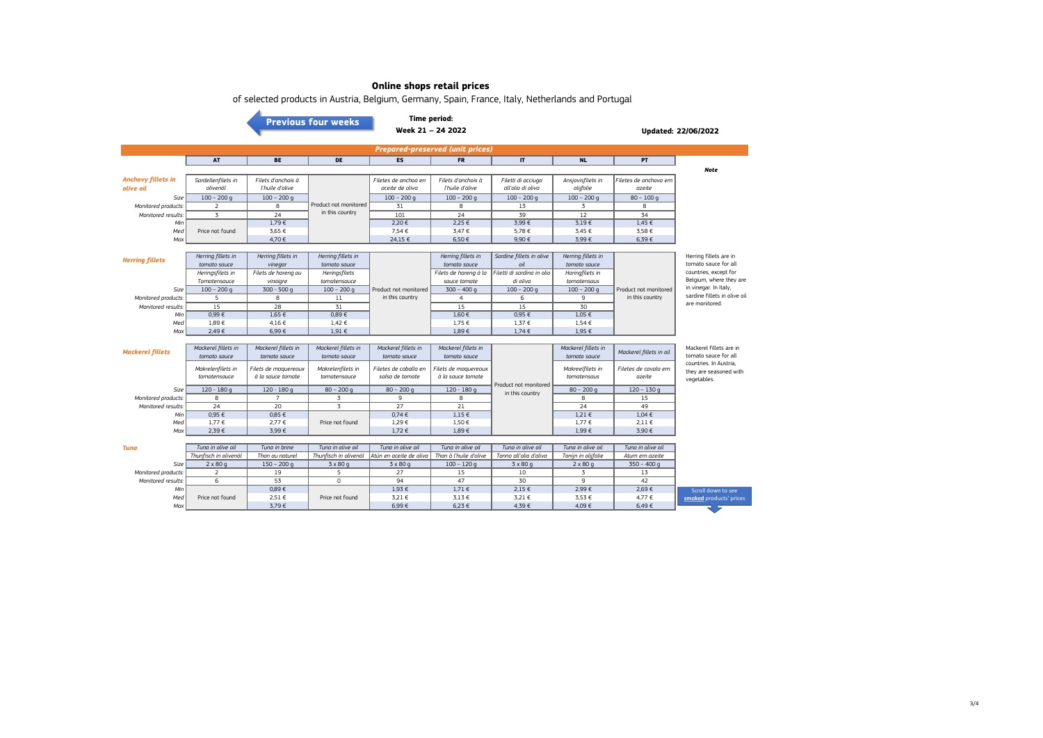# Online shops retail prices

of selected products in Austria, Belgium, Germany, Spain, France, Italy, Netherlands and Portugal

Previous four weeks

**Time period:**
**Week 21 – 24 2022**

**Updated: 22/06/2022**

## Prepared-preserved (unit prices)

| | AT | BE | DE | ES | FR | IT | NL | PT |
|---|---|---|---|---|---|---|---|---|
| **Anchovy fillets in olive oil** | *Sardellenfilets in olivenöl* | *Filets d'anchois à l'huile d'olive* | Product not monitored in this country | *Filetes de anchoa en aceite de oliva* | *Filets d'anchois à l'huile d'olive* | *Filetti di acciuga all'olio di oliva* | *Ansjovisfilets in olijfolie* | *Filetes de anchova em azeite* |
| Size | 100 – 200 g | 100 – 200 g | | 100 – 200 g | 100 – 200 g | 100 – 200 g | 100 – 200 g | 80 – 100 g |
| Monitored products: | 2 | 8 | | 31 | 8 | 13 | 3 | 8 |
| Monitored results: | 3 | 24 | | 101 | 24 | 39 | 12 | 34 |
| Min | Price not found | 1,79 € | | 2,20 € | 2,25 € | 3,99 € | 3,19 € | 1,45 € |
| Med | | 3,65 € | | 7,54 € | 3,47 € | 5,78 € | 3,45 € | 3,58 € |
| Max | | 4,70 € | | 24,15 € | 6,50 € | 9,90 € | 3,99 € | 6,39 € |
| **Herring fillets** | *Herring fillets in tomato sauce* | *Herring fillets in vinegar* | *Herring fillets in tomato sauce* | Product not monitored in this country | *Herring fillets in tomato sauce* | *Sardine fillets in olive oil* | *Herring fillets in tomato sauce* | Product not monitored in this country |
| | *Heringsfilets in Tomatensauce* | *Filets de hareng au vinaigre* | *Heringsfilets tomatensauce* | | *Filets de hareng à la sauce tomate* | *Filetti di sardina in olio di oliva* | *Haringfilets in tomatensaus* | |
| Size | 100 – 200 g | 300 – 500 g | 100 – 200 g | | 300 – 400 g | 100 – 200 g | 100 – 200 g | |
| Monitored products: | 5 | 8 | 11 | | 4 | 6 | 9 | |
| Monitored results: | 15 | 28 | 31 | | 15 | 15 | 30 | |
| Min | 0,99 € | 1,65 € | 0,89 € | | 1,60 € | 0,95 € | 1,05 € | |
| Med | 1,89 € | 4,16 € | 1,42 € | | 1,75 € | 1,37 € | 1,54 € | |
| Max | 2,49 € | 6,99 € | 1,91 € | | 1,89 € | 1,74 € | 1,95 € | |
| **Mackerel fillets** | *Mackerel fillets in tomato sauce* | *Mackerel fillets in tomato sauce* | *Mackerel fillets in tomato sauce* | *Mackerel fillets in tomato sauce* | *Mackerel fillets in tomato sauce* | Product not monitored in this country | *Mackerel fillets in tomato sauce* | *Mackerel fillets in oil* |
| | *Makrelenfilets in tomatensauce* | *Filets de maquereaux à la sauce tomate* | *Makrelenfilets in tomatensauce* | *Filetes de caballa en salsa de tomate* | *Filets de maquereaux à la sauce tomate* | | *Makreelfilets in tomatensaus* | *Filetes de cavala em azeite* |
| Size | 120 – 180 g | 120 – 180 g | 80 – 200 g | 80 – 200 g | 120 – 180 g | | 80 – 200 g | 120 – 130 g |
| Monitored products: | 8 | 7 | 3 | 9 | 8 | | 8 | 15 |
| Monitored results: | 24 | 20 | 3 | 27 | 21 | | 24 | 49 |
| Min | 0,95 € | 0,85 € | Price not found | 0,74 € | 1,15 € | | 1,21 € | 1,04 € |
| Med | 1,77 € | 2,77 € | | 1,29 € | 1,50 € | | 1,77 € | 2,11 € |
| Max | 2,39 € | 3,99 € | | 1,72 € | 1,89 € | | 1,99 € | 3,90 € |
| **Tuna** | *Tuna in olive oil* | *Tuna in brine* | *Tuna in olive oil* | *Tuna in olive oil* | *Tuna in olive oil* | *Tuna in olive oil* | *Tuna in olive oil* | *Tuna in olive oil* |
| | *Thunfisch in olivenöl* | *Thon au naturel* | *Thunfisch in olivenöl* | *Atún en aceite de oliva* | *Thon à l'huile d'olive* | *Tonno all'olio d'oliva* | *Tonijn in olijfolie* | *Atum em azeite* |
| Size | 2 x 80 g | 150 – 200 g | 3 x 80 g | 3 x 80 g | 100 – 120 g | 3 x 80 g | 2 x 80 g | 350 – 400 g |
| Monitored products: | 2 | 19 | 5 | 27 | 15 | 10 | 3 | 13 |
| Monitored results: | 6 | 53 | 0 | 94 | 47 | 30 | 9 | 42 |
| Min | Price not found | 0,89 € | Price not found | 1,93 € | 1,71 € | 2,15 € | 2,99 € | 2,69 € |
| Med | | 2,51 € | | 3,21 € | 3,13 € | 3,21 € | 3,53 € | 4,77 € |
| Max | | 3,79 € | | 6,99 € | 6,23 € | 4,39 € | 4,09 € | 6,49 € |

**Note**

Herring fillets are in tomato sauce for all countries, except for Belgium, where they are in vinegar. In Italy, sardine fillets in olive oil are monitored.

Mackerel fillets are in tomato sauce for all countries. In Austria, they are seasoned with vegetables.

Scroll down to see **smoked** products' prices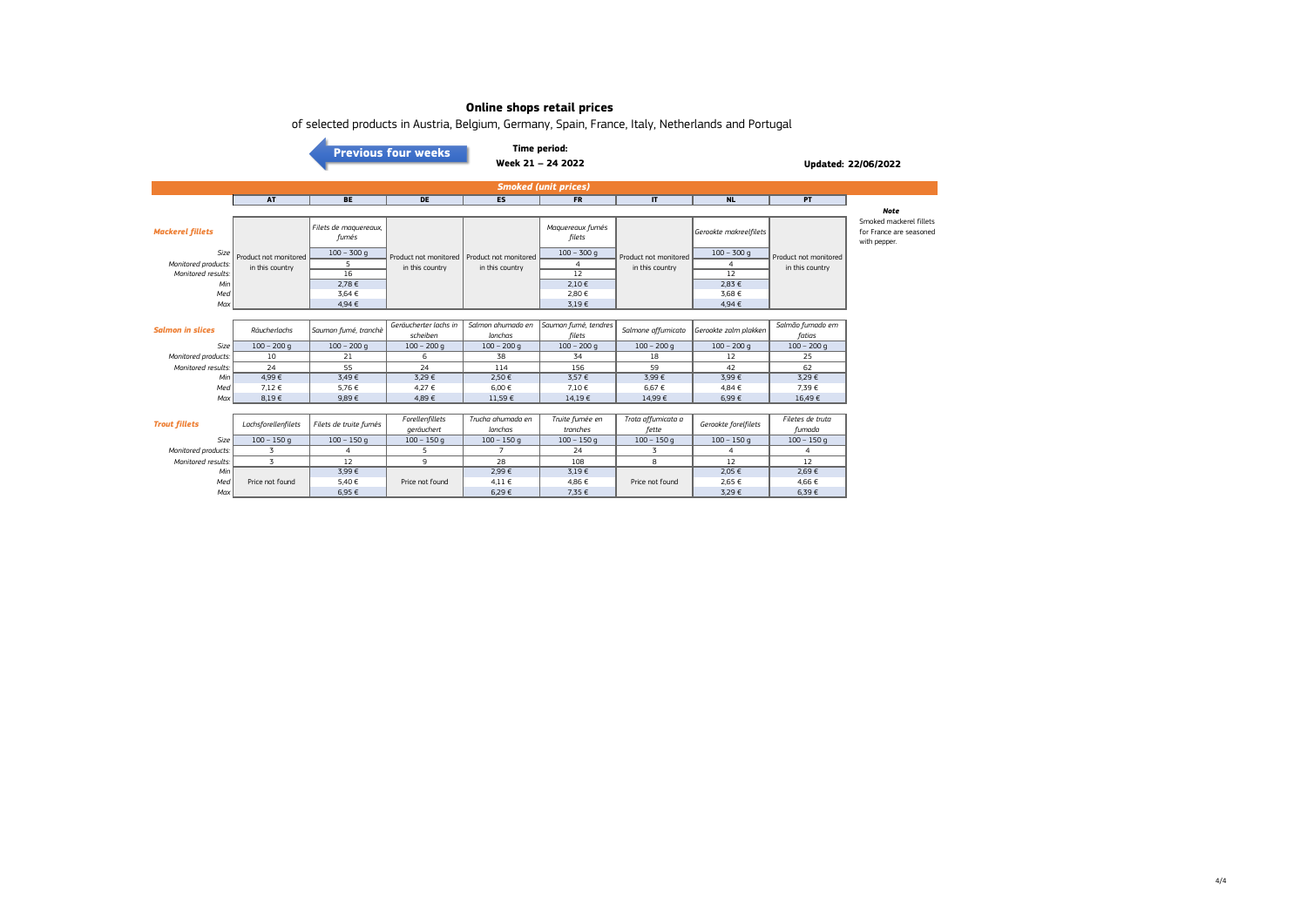# Online shops retail prices

of selected products in Austria, Belgium, Germany, Spain, France, Italy, Netherlands and Portugal

Previous four weeks

**Time period:**
**Week 21 – 24 2022**

**Updated: 22/06/2022**

## Smoked (unit prices)

| | AT | BE | DE | ES | FR | IT | NL | PT |
|---|---|---|---|---|---|---|---|---|
| ***Mackerel fillets*** | Product not monitored in this country | *Filets de maquereaux, fumés* | Product not monitored in this country | Product not monitored in this country | *Maquereaux fumés filets* | Product not monitored in this country | *Gerookte makreelfilets* | Product not monitored in this country |
| *Size* | | 100 – 300 g | | | 100 – 300 g | | 100 – 300 g | |
| *Monitored products:* | | 5 | | | 4 | | 4 | |
| *Monitored results:* | | 16 | | | 12 | | 12 | |
| *Min* | | 2,78 € | | | 2,10 € | | 2,83 € | |
| *Med* | | 3,64 € | | | 2,80 € | | 3,68 € | |
| *Max* | | 4,94 € | | | 3,19 € | | 4,94 € | |
| ***Salmon in slices*** | *Räucherlachs* | *Saumon fumé, tranché* | *Geräucherter lachs in scheiben* | *Salmon ahumado en lonchas* | *Saumon fumé, tendres filets* | *Salmone affumicato* | *Gerookte zalm plakken* | *Salmão fumado em fatias* |
| *Size* | 100 – 200 g | 100 – 200 g | 100 – 200 g | 100 – 200 g | 100 – 200 g | 100 – 200 g | 100 – 200 g | 100 – 200 g |
| *Monitored products:* | 10 | 21 | 6 | 38 | 34 | 18 | 12 | 25 |
| *Monitored results:* | 24 | 55 | 24 | 114 | 156 | 59 | 42 | 62 |
| *Min* | 4,99 € | 3,49 € | 3,29 € | 2,50 € | 3,57 € | 3,99 € | 3,99 € | 3,29 € |
| *Med* | 7,12 € | 5,76 € | 4,27 € | 6,00 € | 7,10 € | 6,67 € | 4,84 € | 7,39 € |
| *Max* | 8,19 € | 9,89 € | 4,89 € | 11,59 € | 14,19 € | 14,99 € | 6,99 € | 16,49 € |
| ***Trout fillets*** | *Lachsforellenfilets* | *Filets de truite fumés* | *Forellenfillets geräuchert* | *Trucha ahumada en lonchas* | *Truite fumée en tranches* | *Trota affumicata a fette* | *Gerookte forelfilets* | *Filetes de truta fumada* |
| *Size* | 100 – 150 g | 100 – 150 g | 100 – 150 g | 100 – 150 g | 100 – 150 g | 100 – 150 g | 100 – 150 g | 100 – 150 g |
| *Monitored products:* | 3 | 4 | 5 | 7 | 24 | 3 | 4 | 4 |
| *Monitored results:* | 3 | 12 | 9 | 28 | 108 | 8 | 12 | 12 |
| *Min* | Price not found | 3,99 € | Price not found | 2,99 € | 3,19 € | Price not found | 2,05 € | 2,69 € |
| *Med* | | 5,40 € | | 4,11 € | 4,86 € | | 2,65 € | 4,66 € |
| *Max* | | 6,95 € | | 6,29 € | 7,35 € | | 3,29 € | 6,39 € |

***Note***

Smoked mackerel fillets for France are seasoned with pepper.